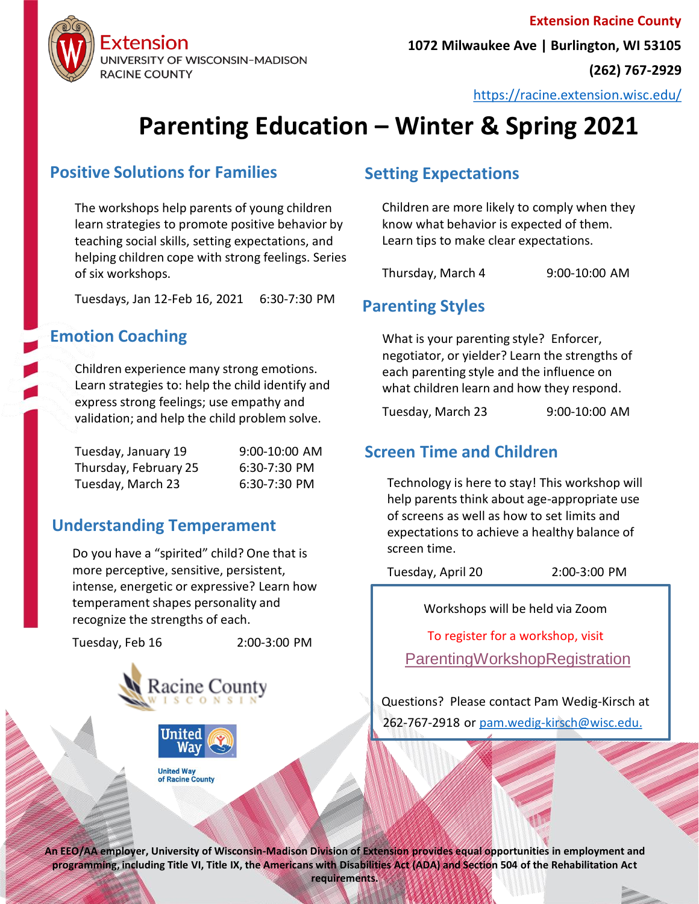Extension
UNIVERSITY OF WISCONSIN–MADISON
RACINE COUNTY

**Extension Racine County**
**1072 Milwaukee Ave | Burlington, WI 53105**
**(262) 767-2929**
https://racine.extension.wisc.edu/

# Parenting Education – Winter & Spring 2021

## Positive Solutions for Families

The workshops help parents of young children learn strategies to promote positive behavior by teaching social skills, setting expectations, and helping children cope with strong feelings. Series of six workshops.

Tuesdays, Jan 12-Feb 16, 2021 6:30-7:30 PM

## Emotion Coaching

Children experience many strong emotions. Learn strategies to: help the child identify and express strong feelings; use empathy and validation; and help the child problem solve.

Tuesday, January 19 9:00-10:00 AM
Thursday, February 25 6:30-7:30 PM
Tuesday, March 23 6:30-7:30 PM

## Understanding Temperament

Do you have a "spirited" child? One that is more perceptive, sensitive, persistent, intense, energetic or expressive? Learn how temperament shapes personality and recognize the strengths of each.

Tuesday, Feb 16 2:00-3:00 PM

## Setting Expectations

Children are more likely to comply when they know what behavior is expected of them. Learn tips to make clear expectations.

Thursday, March 4 9:00-10:00 AM

## Parenting Styles

What is your parenting style? Enforcer, negotiator, or yielder? Learn the strengths of each parenting style and the influence on what children learn and how they respond.

Tuesday, March 23 9:00-10:00 AM

## Screen Time and Children

Technology is here to stay! This workshop will help parents think about age-appropriate use of screens as well as how to set limits and expectations to achieve a healthy balance of screen time.

Tuesday, April 20 2:00-3:00 PM

Workshops will be held via Zoom

To register for a workshop, visit

ParentingWorkshopRegistration

Questions? Please contact Pam Wedig-Kirsch at 262-767-2918 or pam.wedig-kirsch@wisc.edu.

Racine County WISCONSIN

United Way
United Way of Racine County

**An EEO/AA employer, University of Wisconsin-Madison Division of Extension provides equal opportunities in employment and programming, including Title VI, Title IX, the Americans with Disabilities Act (ADA) and Section 504 of the Rehabilitation Act requirements.**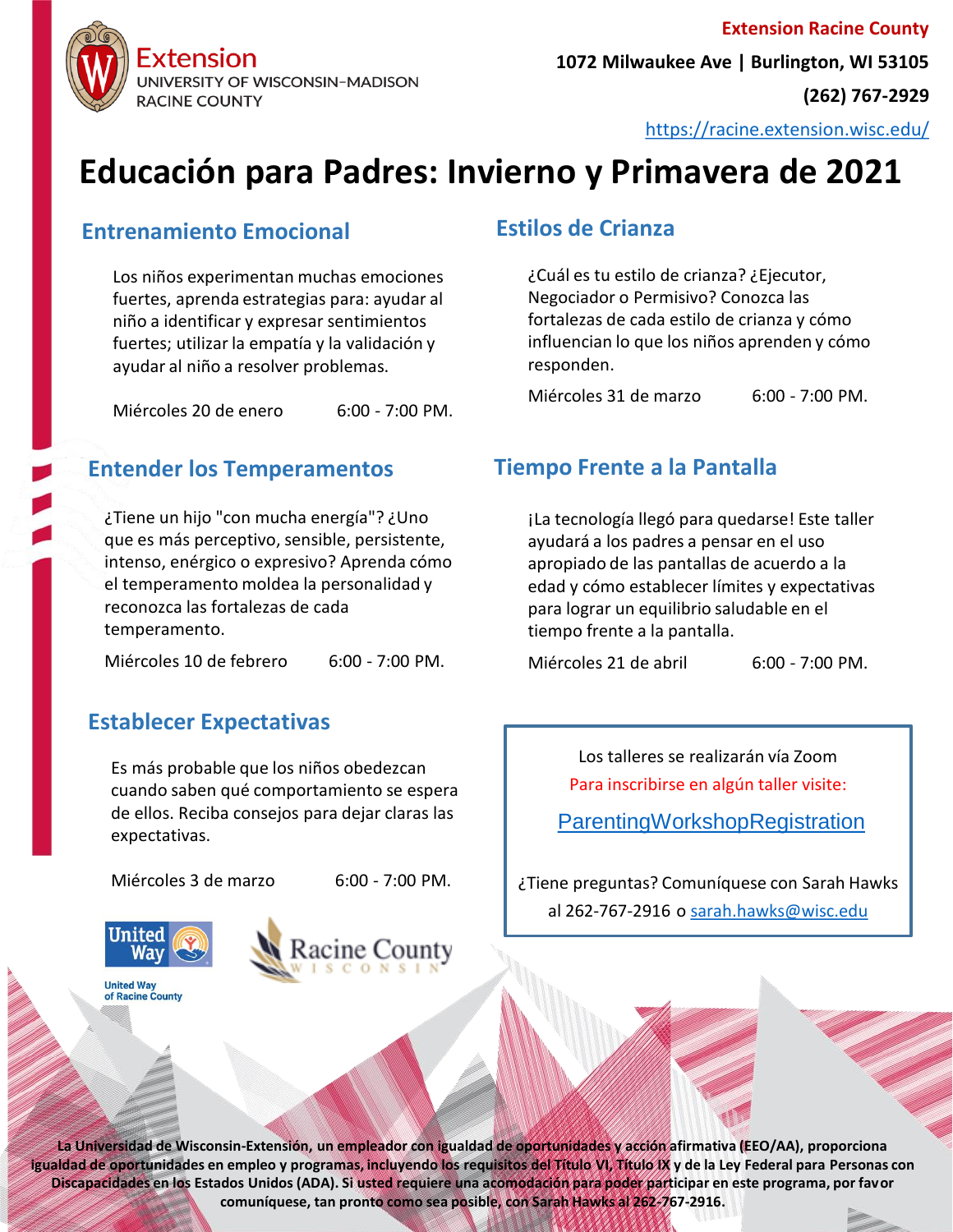Extension
UNIVERSITY OF WISCONSIN–MADISON
RACINE COUNTY

**Extension Racine County**
**1072 Milwaukee Ave | Burlington, WI 53105**
**(262) 767-2929**
https://racine.extension.wisc.edu/

# Educación para Padres: Invierno y Primavera de 2021

## Entrenamiento Emocional

Los niños experimentan muchas emociones fuertes, aprenda estrategias para: ayudar al niño a identificar y expresar sentimientos fuertes; utilizar la empatía y la validación y ayudar al niño a resolver problemas.

Miércoles 20 de enero 6:00 - 7:00 PM.

## Entender los Temperamentos

¿Tiene un hijo "con mucha energía"? ¿Uno que es más perceptivo, sensible, persistente, intenso, enérgico o expresivo? Aprenda cómo el temperamento moldea la personalidad y reconozca las fortalezas de cada temperamento.

Miércoles 10 de febrero 6:00 - 7:00 PM.

## Establecer Expectativas

Es más probable que los niños obedezcan cuando saben qué comportamiento se espera de ellos. Reciba consejos para dejar claras las expectativas.

Miércoles 3 de marzo 6:00 - 7:00 PM.

## Estilos de Crianza

¿Cuál es tu estilo de crianza? ¿Ejecutor, Negociador o Permisivo? Conozca las fortalezas de cada estilo de crianza y cómo influencian lo que los niños aprenden y cómo responden.

Miércoles 31 de marzo 6:00 - 7:00 PM.

## Tiempo Frente a la Pantalla

¡La tecnología llegó para quedarse! Este taller ayudará a los padres a pensar en el uso apropiado de las pantallas de acuerdo a la edad y cómo establecer límites y expectativas para lograr un equilibrio saludable en el tiempo frente a la pantalla.

Miércoles 21 de abril 6:00 - 7:00 PM.

Los talleres se realizarán vía Zoom

Para inscribirse en algún taller visite:

ParentingWorkshopRegistration

¿Tiene preguntas? Comuníquese con Sarah Hawks al 262-767-2916 o sarah.hawks@wisc.edu

United Way of Racine County

Racine County Wisconsin

**La Universidad de Wisconsin-Extensión, un empleador con igualdad de oportunidades y acción afirmativa (EEO/AA), proporciona igualdad de oportunidades en empleo y programas, incluyendo los requisitos del Titulo VI, Titulo IX y de la Ley Federal para Personas con Discapacidades en los Estados Unidos (ADA). Si usted requiere una acomodación para poder participar en este programa, por favor comuníquese, tan pronto como sea posible, con Sarah Hawks al 262-767-2916.**